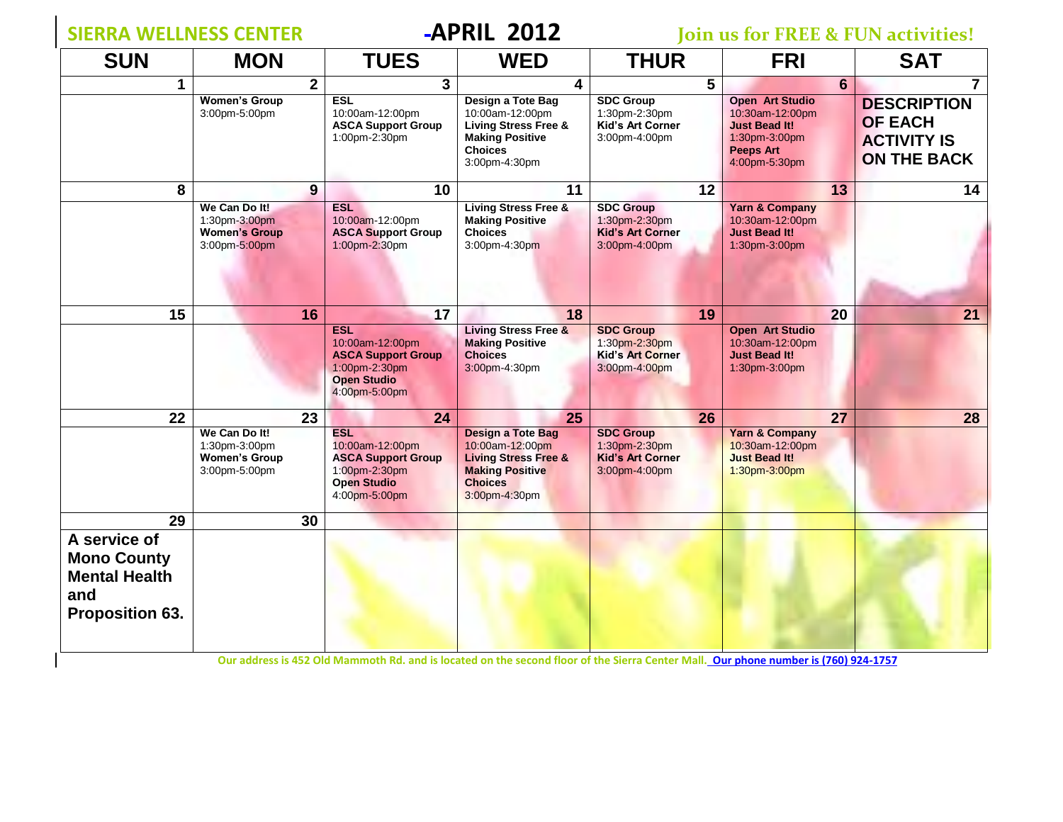# SIERRA WELLNESS CENTER

# APRIL 2012

**Join us for FREE & FUN activities!**

| SUN | MON | TUES | WED | THUR | FRI | SAT |
|---|---|---|---|---|---|---|
| 1 | 2<br>**Women's Group**<br>3:00pm-5:00pm | 3<br>**ESL**<br>10:00am-12:00pm<br>**ASCA Support Group**<br>1:00pm-2:30pm | 4<br>**Design a Tote Bag**<br>10:00am-12:00pm<br>**Living Stress Free & Making Positive Choices**<br>3:00pm-4:30pm | 5<br>**SDC Group**<br>1:30pm-2:30pm<br>**Kid's Art Corner**<br>3:00pm-4:00pm | 6<br>**Open Art Studio**<br>10:30am-12:00pm<br>**Just Bead It!**<br>1:30pm-3:00pm<br>**Peeps Art**<br>4:00pm-5:30pm | 7<br>**DESCRIPTION OF EACH ACTIVITY IS ON THE BACK** |
| 8 | 9<br>**We Can Do It!**<br>1:30pm-3:00pm<br>**Women's Group**<br>3:00pm-5:00pm | 10<br>**ESL**<br>10:00am-12:00pm<br>**ASCA Support Group**<br>1:00pm-2:30pm | 11<br>**Living Stress Free & Making Positive Choices**<br>3:00pm-4:30pm | 12<br>**SDC Group**<br>1:30pm-2:30pm<br>**Kid's Art Corner**<br>3:00pm-4:00pm | 13<br>**Yarn & Company**<br>10:30am-12:00pm<br>**Just Bead It!**<br>1:30pm-3:00pm | 14 |
| 15 | 16 | 17<br>**ESL**<br>10:00am-12:00pm<br>**ASCA Support Group**<br>1:00pm-2:30pm<br>**Open Studio**<br>4:00pm-5:00pm | 18<br>**Living Stress Free & Making Positive Choices**<br>3:00pm-4:30pm | 19<br>**SDC Group**<br>1:30pm-2:30pm<br>**Kid's Art Corner**<br>3:00pm-4:00pm | 20<br>**Open Art Studio**<br>10:30am-12:00pm<br>**Just Bead It!**<br>1:30pm-3:00pm | 21 |
| 22 | 23<br>**We Can Do It!**<br>1:30pm-3:00pm<br>**Women's Group**<br>3:00pm-5:00pm | 24<br>**ESL**<br>10:00am-12:00pm<br>**ASCA Support Group**<br>1:00pm-2:30pm<br>**Open Studio**<br>4:00pm-5:00pm | 25<br>**Design a Tote Bag**<br>10:00am-12:00pm<br>**Living Stress Free & Making Positive Choices**<br>3:00pm-4:30pm | 26<br>**SDC Group**<br>1:30pm-2:30pm<br>**Kid's Art Corner**<br>3:00pm-4:00pm | 27<br>**Yarn & Company**<br>10:30am-12:00pm<br>**Just Bead It!**<br>1:30pm-3:00pm | 28 |
| 29<br>**A service of Mono County Mental Health and Proposition 63.** | 30 | | | | | |

Our address is 452 Old Mammoth Rd. and is located on the second floor of the Sierra Center Mall. Our phone number is (760) 924-1757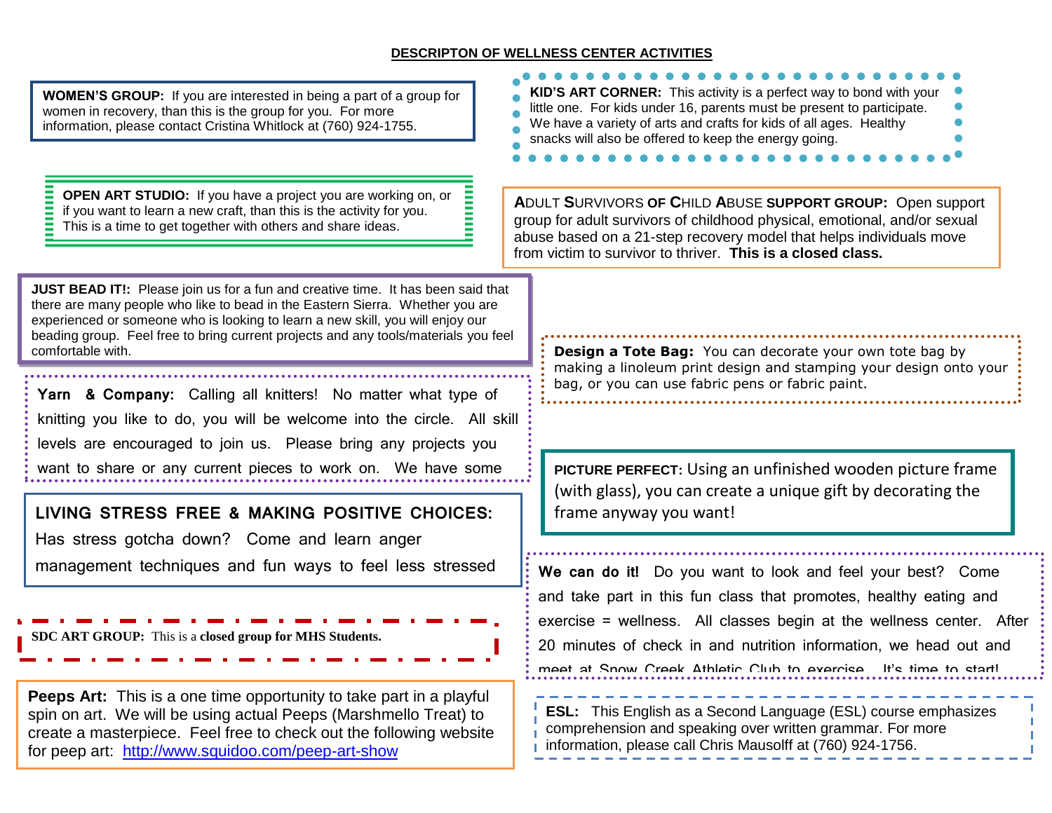# DESCRIPTON OF WELLNESS CENTER ACTIVITIES

**WOMEN'S GROUP:** If you are interested in being a part of a group for women in recovery, than this is the group for you. For more information, please contact Cristina Whitlock at (760) 924-1755.

**OPEN ART STUDIO:** If you have a project you are working on, or if you want to learn a new craft, than this is the activity for you. This is a time to get together with others and share ideas.

**JUST BEAD IT!:** Please join us for a fun and creative time. It has been said that there are many people who like to bead in the Eastern Sierra. Whether you are experienced or someone who is looking to learn a new skill, you will enjoy our beading group. Feel free to bring current projects and any tools/materials you feel comfortable with.

**Yarn & Company:** Calling all knitters! No matter what type of knitting you like to do, you will be welcome into the circle. All skill levels are encouraged to join us. Please bring any projects you want to share or any current pieces to work on. We have some

**LIVING STRESS FREE & MAKING POSITIVE CHOICES:** Has stress gotcha down? Come and learn anger management techniques and fun ways to feel less stressed

**SDC ART GROUP:** This is a **closed group for MHS Students.**

**Peeps Art:** This is a one time opportunity to take part in a playful spin on art. We will be using actual Peeps (Marshmello Treat) to create a masterpiece. Feel free to check out the following website for peep art: http://www.squidoo.com/peep-art-show

**KID'S ART CORNER:** This activity is a perfect way to bond with your little one. For kids under 16, parents must be present to participate. We have a variety of arts and crafts for kids of all ages. Healthy snacks will also be offered to keep the energy going.

**ADULT SURVIVORS OF CHILD ABUSE SUPPORT GROUP:** Open support group for adult survivors of childhood physical, emotional, and/or sexual abuse based on a 21-step recovery model that helps individuals move from victim to survivor to thriver. **This is a closed class.**

**Design a Tote Bag:** You can decorate your own tote bag by making a linoleum print design and stamping your design onto your bag, or you can use fabric pens or fabric paint.

**PICTURE PERFECT:** Using an unfinished wooden picture frame (with glass), you can create a unique gift by decorating the frame anyway you want!

**We can do it!** Do you want to look and feel your best? Come and take part in this fun class that promotes, healthy eating and exercise = wellness. All classes begin at the wellness center. After 20 minutes of check in and nutrition information, we head out and meet at Snow Creek Athletic Club to exercise. It's time to start!

**ESL:** This English as a Second Language (ESL) course emphasizes comprehension and speaking over written grammar. For more information, please call Chris Mausolff at (760) 924-1756.